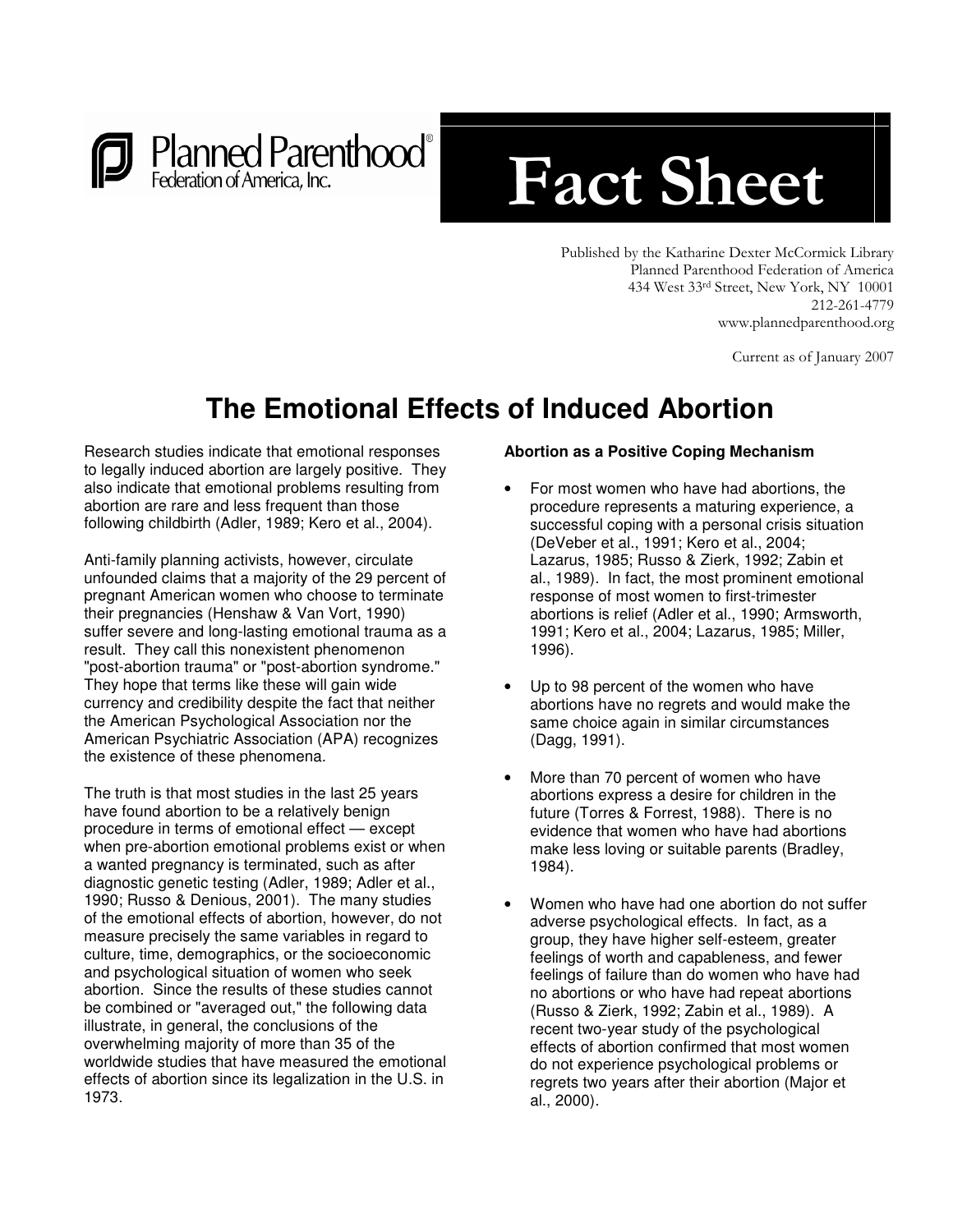Planned Parenthood®
Federation of America, Inc.

# Fact Sheet

Published by the Katharine Dexter McCormick Library
Planned Parenthood Federation of America
434 West 33rd Street, New York, NY 10001
212-261-4779
www.plannedparenthood.org

Current as of January 2007

## The Emotional Effects of Induced Abortion

Research studies indicate that emotional responses to legally induced abortion are largely positive. They also indicate that emotional problems resulting from abortion are rare and less frequent than those following childbirth (Adler, 1989; Kero et al., 2004).

Anti-family planning activists, however, circulate unfounded claims that a majority of the 29 percent of pregnant American women who choose to terminate their pregnancies (Henshaw & Van Vort, 1990) suffer severe and long-lasting emotional trauma as a result. They call this nonexistent phenomenon "post-abortion trauma" or "post-abortion syndrome." They hope that terms like these will gain wide currency and credibility despite the fact that neither the American Psychological Association nor the American Psychiatric Association (APA) recognizes the existence of these phenomena.

The truth is that most studies in the last 25 years have found abortion to be a relatively benign procedure in terms of emotional effect — except when pre-abortion emotional problems exist or when a wanted pregnancy is terminated, such as after diagnostic genetic testing (Adler, 1989; Adler et al., 1990; Russo & Denious, 2001). The many studies of the emotional effects of abortion, however, do not measure precisely the same variables in regard to culture, time, demographics, or the socioeconomic and psychological situation of women who seek abortion. Since the results of these studies cannot be combined or "averaged out," the following data illustrate, in general, the conclusions of the overwhelming majority of more than 35 of the worldwide studies that have measured the emotional effects of abortion since its legalization in the U.S. in 1973.

**Abortion as a Positive Coping Mechanism**

- For most women who have had abortions, the procedure represents a maturing experience, a successful coping with a personal crisis situation (DeVeber et al., 1991; Kero et al., 2004; Lazarus, 1985; Russo & Zierk, 1992; Zabin et al., 1989). In fact, the most prominent emotional response of most women to first-trimester abortions is relief (Adler et al., 1990; Armsworth, 1991; Kero et al., 2004; Lazarus, 1985; Miller, 1996).

- Up to 98 percent of the women who have abortions have no regrets and would make the same choice again in similar circumstances (Dagg, 1991).

- More than 70 percent of women who have abortions express a desire for children in the future (Torres & Forrest, 1988). There is no evidence that women who have had abortions make less loving or suitable parents (Bradley, 1984).

- Women who have had one abortion do not suffer adverse psychological effects. In fact, as a group, they have higher self-esteem, greater feelings of worth and capableness, and fewer feelings of failure than do women who have had no abortions or who have had repeat abortions (Russo & Zierk, 1992; Zabin et al., 1989). A recent two-year study of the psychological effects of abortion confirmed that most women do not experience psychological problems or regrets two years after their abortion (Major et al., 2000).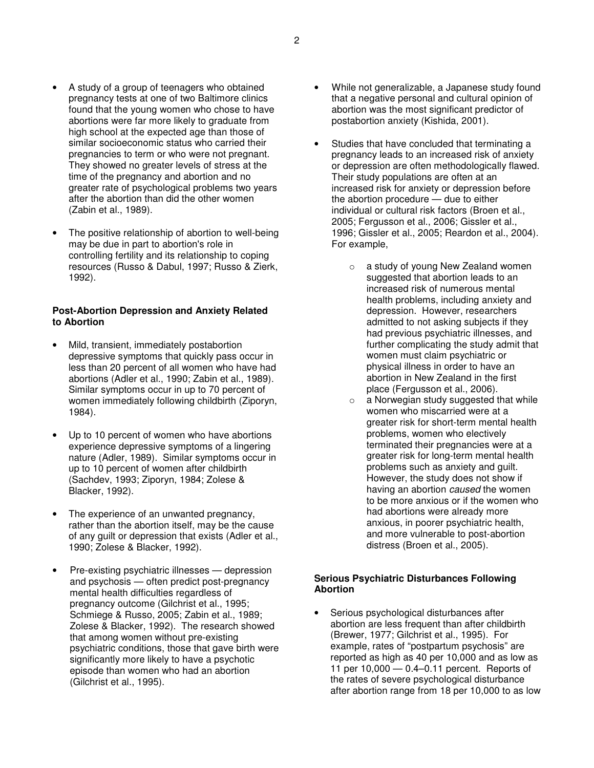- A study of a group of teenagers who obtained pregnancy tests at one of two Baltimore clinics found that the young women who chose to have abortions were far more likely to graduate from high school at the expected age than those of similar socioeconomic status who carried their pregnancies to term or who were not pregnant. They showed no greater levels of stress at the time of the pregnancy and abortion and no greater rate of psychological problems two years after the abortion than did the other women (Zabin et al., 1989).

- The positive relationship of abortion to well-being may be due in part to abortion's role in controlling fertility and its relationship to coping resources (Russo & Dabul, 1997; Russo & Zierk, 1992).

**Post-Abortion Depression and Anxiety Related to Abortion**

- Mild, transient, immediately postabortion depressive symptoms that quickly pass occur in less than 20 percent of all women who have had abortions (Adler et al., 1990; Zabin et al., 1989). Similar symptoms occur in up to 70 percent of women immediately following childbirth (Ziporyn, 1984).

- Up to 10 percent of women who have abortions experience depressive symptoms of a lingering nature (Adler, 1989). Similar symptoms occur in up to 10 percent of women after childbirth (Sachdev, 1993; Ziporyn, 1984; Zolese & Blacker, 1992).

- The experience of an unwanted pregnancy, rather than the abortion itself, may be the cause of any guilt or depression that exists (Adler et al., 1990; Zolese & Blacker, 1992).

- Pre-existing psychiatric illnesses — depression and psychosis — often predict post-pregnancy mental health difficulties regardless of pregnancy outcome (Gilchrist et al., 1995; Schmiege & Russo, 2005; Zabin et al., 1989; Zolese & Blacker, 1992). The research showed that among women without pre-existing psychiatric conditions, those that gave birth were significantly more likely to have a psychotic episode than women who had an abortion (Gilchrist et al., 1995).

- While not generalizable, a Japanese study found that a negative personal and cultural opinion of abortion was the most significant predictor of postabortion anxiety (Kishida, 2001).

- Studies that have concluded that terminating a pregnancy leads to an increased risk of anxiety or depression are often methodologically flawed. Their study populations are often at an increased risk for anxiety or depression before the abortion procedure — due to either individual or cultural risk factors (Broen et al., 2005; Fergusson et al., 2006; Gissler et al., 1996; Gissler et al., 2005; Reardon et al., 2004). For example,

  - a study of young New Zealand women suggested that abortion leads to an increased risk of numerous mental health problems, including anxiety and depression. However, researchers admitted to not asking subjects if they had previous psychiatric illnesses, and further complicating the study admit that women must claim psychiatric or physical illness in order to have an abortion in New Zealand in the first place (Fergusson et al., 2006).
  - a Norwegian study suggested that while women who miscarried were at a greater risk for short-term mental health problems, women who electively terminated their pregnancies were at a greater risk for long-term mental health problems such as anxiety and guilt. However, the study does not show if having an abortion *caused* the women to be more anxious or if the women who had abortions were already more anxious, in poorer psychiatric health, and more vulnerable to post-abortion distress (Broen et al., 2005).

**Serious Psychiatric Disturbances Following Abortion**

- Serious psychological disturbances after abortion are less frequent than after childbirth (Brewer, 1977; Gilchrist et al., 1995). For example, rates of "postpartum psychosis" are reported as high as 40 per 10,000 and as low as 11 per 10,000 — 0.4–0.11 percent. Reports of the rates of severe psychological disturbance after abortion range from 18 per 10,000 to as low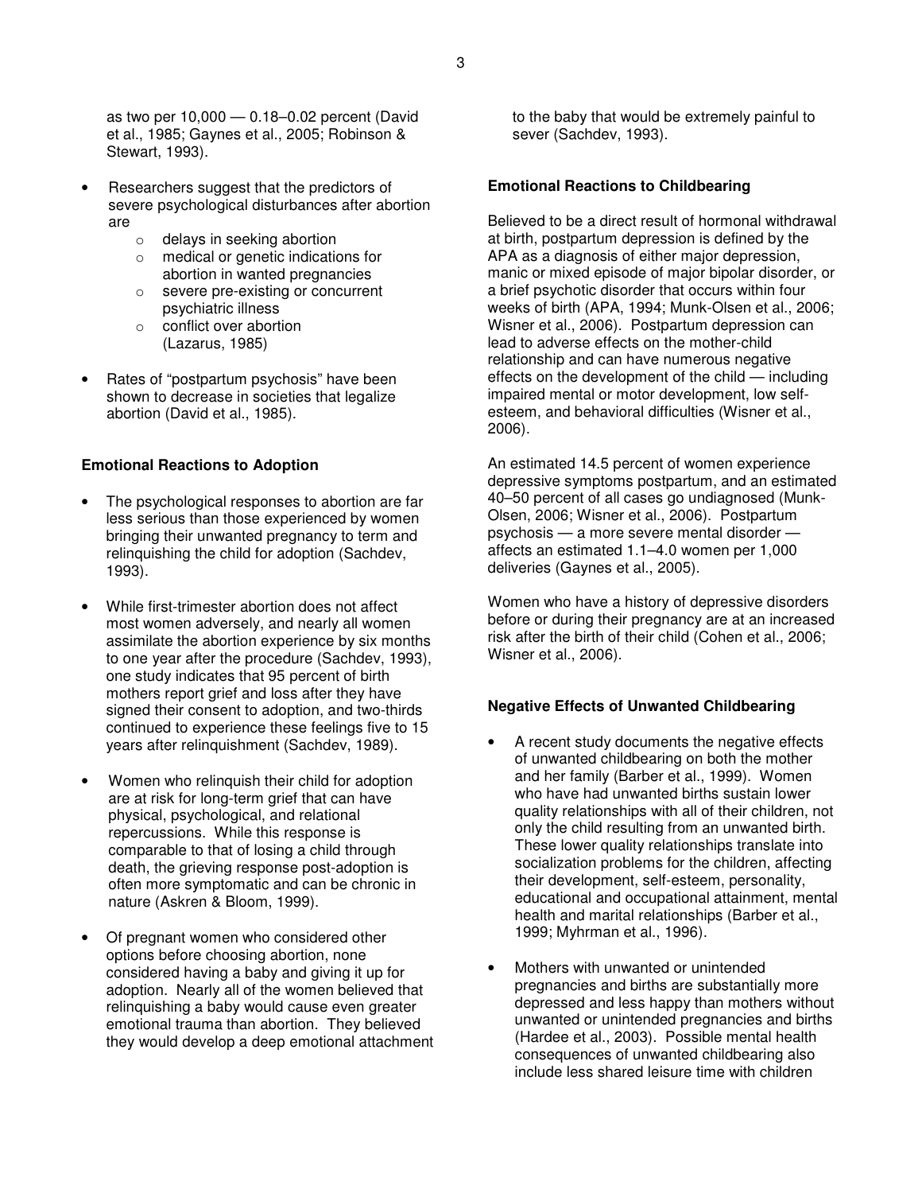as two per 10,000 — 0.18–0.02 percent (David et al., 1985; Gaynes et al., 2005; Robinson & Stewart, 1993).

- Researchers suggest that the predictors of severe psychological disturbances after abortion are
  - delays in seeking abortion
  - medical or genetic indications for abortion in wanted pregnancies
  - severe pre-existing or concurrent psychiatric illness
  - conflict over abortion (Lazarus, 1985)
- Rates of "postpartum psychosis" have been shown to decrease in societies that legalize abortion (David et al., 1985).

**Emotional Reactions to Adoption**

- The psychological responses to abortion are far less serious than those experienced by women bringing their unwanted pregnancy to term and relinquishing the child for adoption (Sachdev, 1993).
- While first-trimester abortion does not affect most women adversely, and nearly all women assimilate the abortion experience by six months to one year after the procedure (Sachdev, 1993), one study indicates that 95 percent of birth mothers report grief and loss after they have signed their consent to adoption, and two-thirds continued to experience these feelings five to 15 years after relinquishment (Sachdev, 1989).
- Women who relinquish their child for adoption are at risk for long-term grief that can have physical, psychological, and relational repercussions. While this response is comparable to that of losing a child through death, the grieving response post-adoption is often more symptomatic and can be chronic in nature (Askren & Bloom, 1999).
- Of pregnant women who considered other options before choosing abortion, none considered having a baby and giving it up for adoption. Nearly all of the women believed that relinquishing a baby would cause even greater emotional trauma than abortion. They believed they would develop a deep emotional attachment to the baby that would be extremely painful to sever (Sachdev, 1993).

**Emotional Reactions to Childbearing**

Believed to be a direct result of hormonal withdrawal at birth, postpartum depression is defined by the APA as a diagnosis of either major depression, manic or mixed episode of major bipolar disorder, or a brief psychotic disorder that occurs within four weeks of birth (APA, 1994; Munk-Olsen et al., 2006; Wisner et al., 2006). Postpartum depression can lead to adverse effects on the mother-child relationship and can have numerous negative effects on the development of the child — including impaired mental or motor development, low self-esteem, and behavioral difficulties (Wisner et al., 2006).

An estimated 14.5 percent of women experience depressive symptoms postpartum, and an estimated 40–50 percent of all cases go undiagnosed (Munk-Olsen, 2006; Wisner et al., 2006). Postpartum psychosis — a more severe mental disorder — affects an estimated 1.1–4.0 women per 1,000 deliveries (Gaynes et al., 2005).

Women who have a history of depressive disorders before or during their pregnancy are at an increased risk after the birth of their child (Cohen et al., 2006; Wisner et al., 2006).

**Negative Effects of Unwanted Childbearing**

- A recent study documents the negative effects of unwanted childbearing on both the mother and her family (Barber et al., 1999). Women who have had unwanted births sustain lower quality relationships with all of their children, not only the child resulting from an unwanted birth. These lower quality relationships translate into socialization problems for the children, affecting their development, self-esteem, personality, educational and occupational attainment, mental health and marital relationships (Barber et al., 1999; Myhrman et al., 1996).
- Mothers with unwanted or unintended pregnancies and births are substantially more depressed and less happy than mothers without unwanted or unintended pregnancies and births (Hardee et al., 2003). Possible mental health consequences of unwanted childbearing also include less shared leisure time with children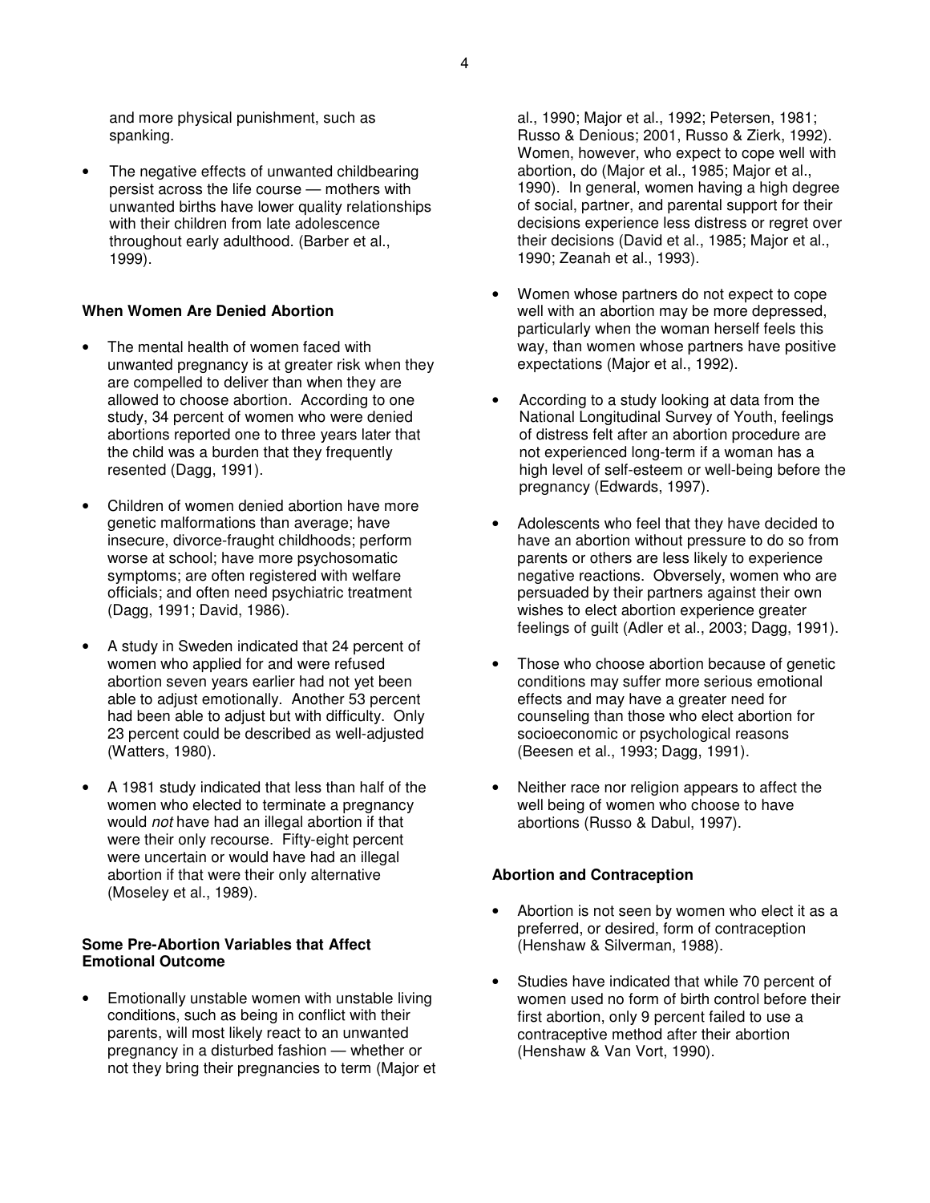and more physical punishment, such as spanking.

- The negative effects of unwanted childbearing persist across the life course — mothers with unwanted births have lower quality relationships with their children from late adolescence throughout early adulthood. (Barber et al., 1999).

**When Women Are Denied Abortion**

- The mental health of women faced with unwanted pregnancy is at greater risk when they are compelled to deliver than when they are allowed to choose abortion. According to one study, 34 percent of women who were denied abortions reported one to three years later that the child was a burden that they frequently resented (Dagg, 1991).

- Children of women denied abortion have more genetic malformations than average; have insecure, divorce-fraught childhoods; perform worse at school; have more psychosomatic symptoms; are often registered with welfare officials; and often need psychiatric treatment (Dagg, 1991; David, 1986).

- A study in Sweden indicated that 24 percent of women who applied for and were refused abortion seven years earlier had not yet been able to adjust emotionally. Another 53 percent had been able to adjust but with difficulty. Only 23 percent could be described as well-adjusted (Watters, 1980).

- A 1981 study indicated that less than half of the women who elected to terminate a pregnancy would *not* have had an illegal abortion if that were their only recourse. Fifty-eight percent were uncertain or would have had an illegal abortion if that were their only alternative (Moseley et al., 1989).

**Some Pre-Abortion Variables that Affect Emotional Outcome**

- Emotionally unstable women with unstable living conditions, such as being in conflict with their parents, will most likely react to an unwanted pregnancy in a disturbed fashion — whether or not they bring their pregnancies to term (Major et al., 1990; Major et al., 1992; Petersen, 1981; Russo & Denious; 2001, Russo & Zierk, 1992). Women, however, who expect to cope well with abortion, do (Major et al., 1985; Major et al., 1990). In general, women having a high degree of social, partner, and parental support for their decisions experience less distress or regret over their decisions (David et al., 1985; Major et al., 1990; Zeanah et al., 1993).

- Women whose partners do not expect to cope well with an abortion may be more depressed, particularly when the woman herself feels this way, than women whose partners have positive expectations (Major et al., 1992).

- According to a study looking at data from the National Longitudinal Survey of Youth, feelings of distress felt after an abortion procedure are not experienced long-term if a woman has a high level of self-esteem or well-being before the pregnancy (Edwards, 1997).

- Adolescents who feel that they have decided to have an abortion without pressure to do so from parents or others are less likely to experience negative reactions. Obversely, women who are persuaded by their partners against their own wishes to elect abortion experience greater feelings of guilt (Adler et al., 2003; Dagg, 1991).

- Those who choose abortion because of genetic conditions may suffer more serious emotional effects and may have a greater need for counseling than those who elect abortion for socioeconomic or psychological reasons (Beesen et al., 1993; Dagg, 1991).

- Neither race nor religion appears to affect the well being of women who choose to have abortions (Russo & Dabul, 1997).

**Abortion and Contraception**

- Abortion is not seen by women who elect it as a preferred, or desired, form of contraception (Henshaw & Silverman, 1988).

- Studies have indicated that while 70 percent of women used no form of birth control before their first abortion, only 9 percent failed to use a contraceptive method after their abortion (Henshaw & Van Vort, 1990).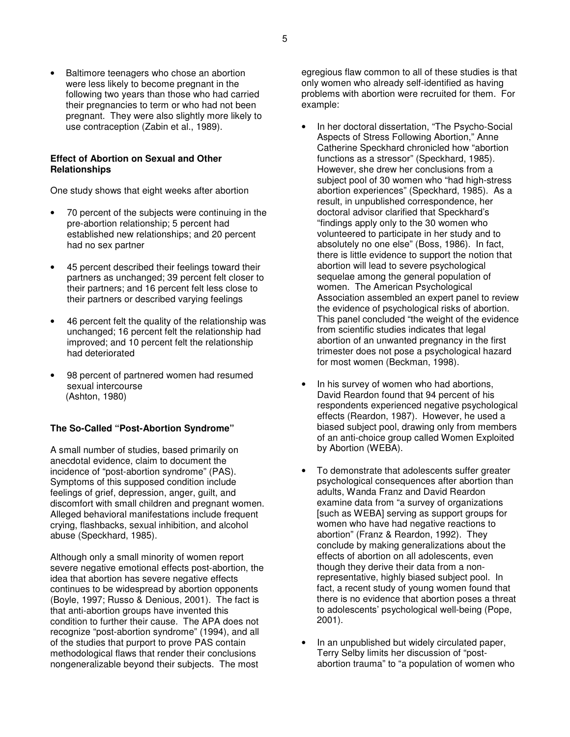- Baltimore teenagers who chose an abortion were less likely to become pregnant in the following two years than those who had carried their pregnancies to term or who had not been pregnant. They were also slightly more likely to use contraception (Zabin et al., 1989).

**Effect of Abortion on Sexual and Other Relationships**

One study shows that eight weeks after abortion

- 70 percent of the subjects were continuing in the pre-abortion relationship; 5 percent had established new relationships; and 20 percent had no sex partner
- 45 percent described their feelings toward their partners as unchanged; 39 percent felt closer to their partners; and 16 percent felt less close to their partners or described varying feelings
- 46 percent felt the quality of the relationship was unchanged; 16 percent felt the relationship had improved; and 10 percent felt the relationship had deteriorated
- 98 percent of partnered women had resumed sexual intercourse (Ashton, 1980)

**The So-Called "Post-Abortion Syndrome"**

A small number of studies, based primarily on anecdotal evidence, claim to document the incidence of "post-abortion syndrome" (PAS). Symptoms of this supposed condition include feelings of grief, depression, anger, guilt, and discomfort with small children and pregnant women. Alleged behavioral manifestations include frequent crying, flashbacks, sexual inhibition, and alcohol abuse (Speckhard, 1985).

Although only a small minority of women report severe negative emotional effects post-abortion, the idea that abortion has severe negative effects continues to be widespread by abortion opponents (Boyle, 1997; Russo & Denious, 2001). The fact is that anti-abortion groups have invented this condition to further their cause. The APA does not recognize "post-abortion syndrome" (1994), and all of the studies that purport to prove PAS contain methodological flaws that render their conclusions nongeneralizable beyond their subjects. The most egregious flaw common to all of these studies is that only women who already self-identified as having problems with abortion were recruited for them. For example:

- In her doctoral dissertation, "The Psycho-Social Aspects of Stress Following Abortion," Anne Catherine Speckhard chronicled how "abortion functions as a stressor" (Speckhard, 1985). However, she drew her conclusions from a subject pool of 30 women who "had high-stress abortion experiences" (Speckhard, 1985). As a result, in unpublished correspondence, her doctoral advisor clarified that Speckhard's "findings apply only to the 30 women who volunteered to participate in her study and to absolutely no one else" (Boss, 1986). In fact, there is little evidence to support the notion that abortion will lead to severe psychological sequelae among the general population of women. The American Psychological Association assembled an expert panel to review the evidence of psychological risks of abortion. This panel concluded "the weight of the evidence from scientific studies indicates that legal abortion of an unwanted pregnancy in the first trimester does not pose a psychological hazard for most women (Beckman, 1998).
- In his survey of women who had abortions, David Reardon found that 94 percent of his respondents experienced negative psychological effects (Reardon, 1987). However, he used a biased subject pool, drawing only from members of an anti-choice group called Women Exploited by Abortion (WEBA).
- To demonstrate that adolescents suffer greater psychological consequences after abortion than adults, Wanda Franz and David Reardon examine data from "a survey of organizations [such as WEBA] serving as support groups for women who have had negative reactions to abortion" (Franz & Reardon, 1992). They conclude by making generalizations about the effects of abortion on all adolescents, even though they derive their data from a non-representative, highly biased subject pool. In fact, a recent study of young women found that there is no evidence that abortion poses a threat to adolescents' psychological well-being (Pope, 2001).
- In an unpublished but widely circulated paper, Terry Selby limits her discussion of "post-abortion trauma" to "a population of women who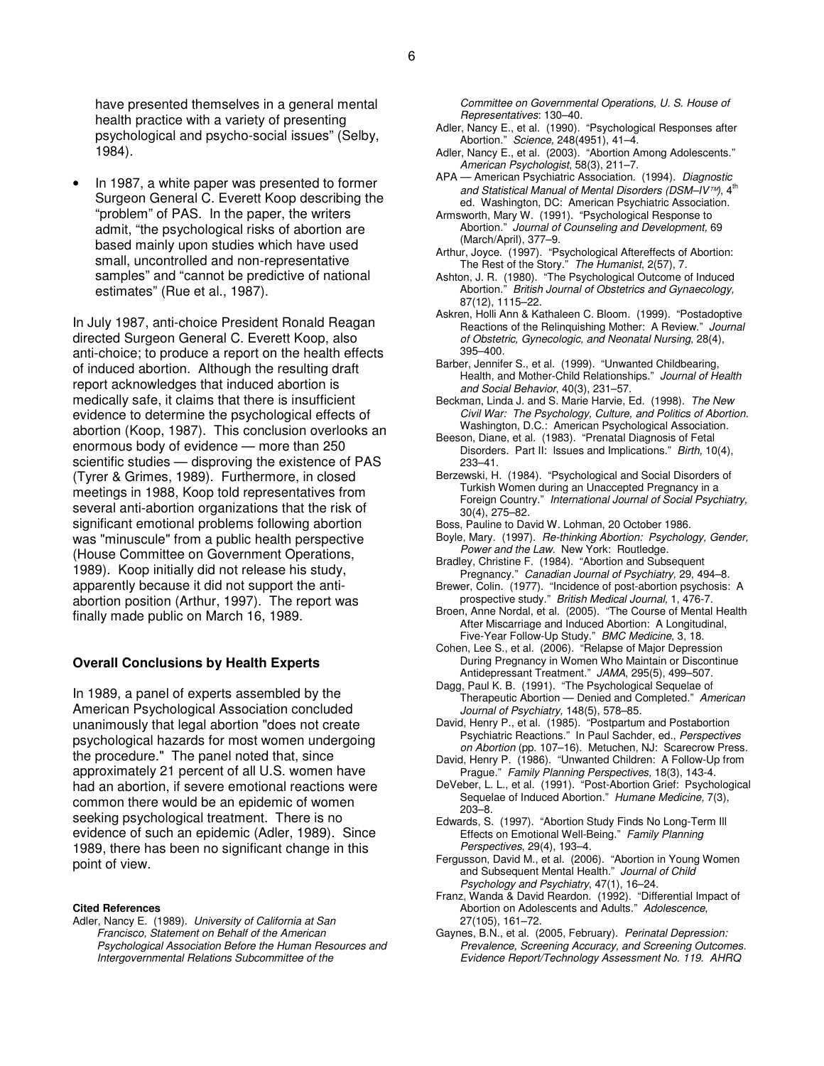have presented themselves in a general mental health practice with a variety of presenting psychological and psycho-social issues" (Selby, 1984).

- In 1987, a white paper was presented to former Surgeon General C. Everett Koop describing the "problem" of PAS. In the paper, the writers admit, "the psychological risks of abortion are based mainly upon studies which have used small, uncontrolled and non-representative samples" and "cannot be predictive of national estimates" (Rue et al., 1987).

In July 1987, anti-choice President Ronald Reagan directed Surgeon General C. Everett Koop, also anti-choice; to produce a report on the health effects of induced abortion. Although the resulting draft report acknowledges that induced abortion is medically safe, it claims that there is insufficient evidence to determine the psychological effects of abortion (Koop, 1987). This conclusion overlooks an enormous body of evidence — more than 250 scientific studies — disproving the existence of PAS (Tyrer & Grimes, 1989). Furthermore, in closed meetings in 1988, Koop told representatives from several anti-abortion organizations that the risk of significant emotional problems following abortion was "minuscule" from a public health perspective (House Committee on Government Operations, 1989). Koop initially did not release his study, apparently because it did not support the anti-abortion position (Arthur, 1997). The report was finally made public on March 16, 1989.

### Overall Conclusions by Health Experts

In 1989, a panel of experts assembled by the American Psychological Association concluded unanimously that legal abortion "does not create psychological hazards for most women undergoing the procedure." The panel noted that, since approximately 21 percent of all U.S. women have had an abortion, if severe emotional reactions were common there would be an epidemic of women seeking psychological treatment. There is no evidence of such an epidemic (Adler, 1989). Since 1989, there has been no significant change in this point of view.

#### Cited References

Adler, Nancy E. (1989). *University of California at San Francisco, Statement on Behalf of the American Psychological Association Before the Human Resources and Intergovernmental Relations Subcommittee of the Committee on Governmental Operations, U. S. House of Representatives*: 130–40.

Adler, Nancy E., et al. (1990). "Psychological Responses after Abortion." *Science,* 248(4951), 41–4.

Adler, Nancy E., et al. (2003). "Abortion Among Adolescents." *American Psychologist*, 58(3), 211–7.

APA — American Psychiatric Association. (1994). *Diagnostic and Statistical Manual of Mental Disorders (DSM–IV™)*, 4th ed. Washington, DC: American Psychiatric Association.

Armsworth, Mary W. (1991). "Psychological Response to Abortion." *Journal of Counseling and Development,* 69 (March/April), 377–9.

Arthur, Joyce. (1997). "Psychological Aftereffects of Abortion: The Rest of the Story." *The Humanist*, 2(57), 7.

Ashton, J. R. (1980). "The Psychological Outcome of Induced Abortion." *British Journal of Obstetrics and Gynaecology,* 87(12), 1115–22.

Askren, Holli Ann & Kathaleen C. Bloom. (1999). "Postadoptive Reactions of the Relinquishing Mother: A Review." *Journal of Obstetric, Gynecologic, and Neonatal Nursing*, 28(4), 395–400.

Barber, Jennifer S., et al. (1999). "Unwanted Childbearing, Health, and Mother-Child Relationships." *Journal of Health and Social Behavior*, 40(3), 231–57.

Beckman, Linda J. and S. Marie Harvie, Ed. (1998). *The New Civil War: The Psychology, Culture, and Politics of Abortion.* Washington, D.C.: American Psychological Association.

Beeson, Diane, et al. (1983). "Prenatal Diagnosis of Fetal Disorders. Part II: Issues and Implications." *Birth,* 10(4), 233–41.

Berzewski, H. (1984). "Psychological and Social Disorders of Turkish Women during an Unaccepted Pregnancy in a Foreign Country." *International Journal of Social Psychiatry,* 30(4), 275–82.

Boss, Pauline to David W. Lohman, 20 October 1986.

Boyle, Mary. (1997). *Re-thinking Abortion: Psychology, Gender, Power and the Law*. New York: Routledge.

Bradley, Christine F. (1984). "Abortion and Subsequent Pregnancy." *Canadian Journal of Psychiatry,* 29, 494–8.

Brewer, Colin. (1977). "Incidence of post-abortion psychosis: A prospective study." *British Medical Journal,* 1, 476-7.

Broen, Anne Nordal, et al. (2005). "The Course of Mental Health After Miscarriage and Induced Abortion: A Longitudinal, Five-Year Follow-Up Study." *BMC Medicine*, 3, 18.

Cohen, Lee S., et al. (2006). "Relapse of Major Depression During Pregnancy in Women Who Maintain or Discontinue Antidepressant Treatment." *JAMA*, 295(5), 499–507.

Dagg, Paul K. B. (1991). "The Psychological Sequelae of Therapeutic Abortion — Denied and Completed." *American Journal of Psychiatry,* 148(5), 578–85.

David, Henry P., et al. (1985). "Postpartum and Postabortion Psychiatric Reactions." In Paul Sachder, ed., *Perspectives on Abortion* (pp. 107–16). Metuchen, NJ: Scarecrow Press.

David, Henry P. (1986). "Unwanted Children: A Follow-Up from Prague." *Family Planning Perspectives,* 18(3), 143-4.

DeVeber, L. L., et al. (1991). "Post-Abortion Grief: Psychological Sequelae of Induced Abortion." *Humane Medicine,* 7(3), 203–8.

Edwards, S. (1997). "Abortion Study Finds No Long-Term Ill Effects on Emotional Well-Being." *Family Planning Perspectives*, 29(4), 193–4.

Fergusson, David M., et al. (2006). "Abortion in Young Women and Subsequent Mental Health." *Journal of Child Psychology and Psychiatry*, 47(1), 16–24.

Franz, Wanda & David Reardon. (1992). "Differential Impact of Abortion on Adolescents and Adults." *Adolescence*, 27(105), 161–72.

Gaynes, B.N., et al. (2005, February). *Perinatal Depression: Prevalence, Screening Accuracy, and Screening Outcomes. Evidence Report/Technology Assessment No. 119. AHRQ*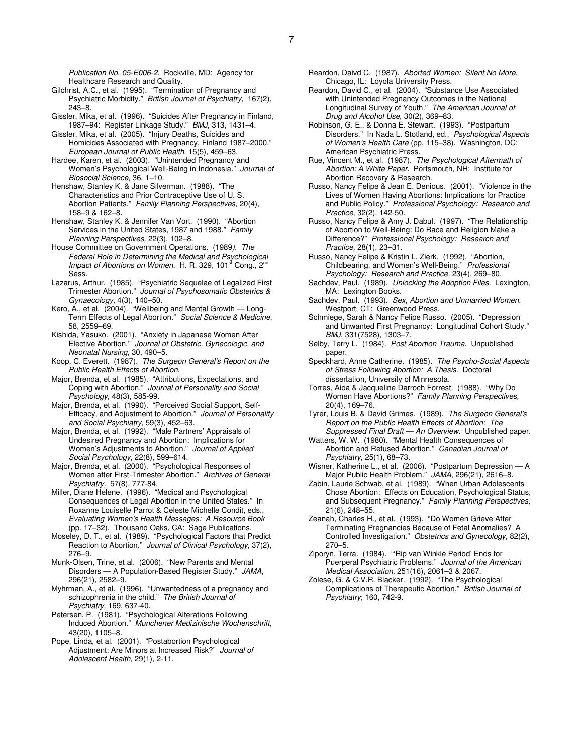*Publication No. 05-E006-2*. Rockville, MD: Agency for Healthcare Research and Quality.

Gilchrist, A.C., et al. (1995). "Termination of Pregnancy and Psychiatric Morbidity." *British Journal of Psychiatry,* 167(2), 243–8.

Gissler, Mika, et al. (1996). "Suicides After Pregnancy in Finland, 1987–94: Register Linkage Study." *BMJ*, 313, 1431–4.

Gissler, Mika, et al. (2005). "Injury Deaths, Suicides and Homicides Associated with Pregnancy, Finland 1987–2000." *European Journal of Public Health*, 15(5), 459–63.

Hardee, Karen, et al. (2003). "Unintended Pregnancy and Women's Psychological Well-Being in Indonesia." *Journal of Biosocial Science*, 36, 1–10.

Henshaw, Stanley K. & Jane Silverman. (1988). "The Characteristics and Prior Contraceptive Use of U. S. Abortion Patients." *Family Planning Perspectives,* 20(4), 158–9 & 162–8.

Henshaw, Stanley K. & Jennifer Van Vort. (1990). "Abortion Services in the United States, 1987 and 1988." *Family Planning Perspectives,* 22(3), 102–8.

House Committee on Government Operations. (1989*). The Federal Role in Determining the Medical and Psychological Impact of Abortions on Women*. H. R. 329, 101st Cong., 2nd Sess.

Lazarus, Arthur. (1985). "Psychiatric Sequelae of Legalized First Trimester Abortion." *Journal of Psychosomatic Obstetrics & Gynaecology*, 4(3), 140–50.

Kero, A., et al. (2004). "Wellbeing and Mental Growth — Long-Term Effects of Legal Abortion." *Social Science & Medicine*, 58, 2559–69.

Kishida, Yasuko. (2001). "Anxiety in Japanese Women After Elective Abortion." *Journal of Obstetric, Gynecologic, and Neonatal Nursing*, 30, 490–5.

Koop, C. Everett. (1987). *The Surgeon General's Report on the Public Health Effects of Abortion*.

Major, Brenda, et al. (1985). "Attributions, Expectations, and Coping with Abortion." *Journal of Personality and Social Psychology,* 48(3), 585-99.

Major, Brenda, et al. (1990). "Perceived Social Support, Self-Efficacy, and Adjustment to Abortion." *Journal of Personality and Social Psychiatry,* 59(3), 452–63.

Major, Brenda, et al. (1992). "Male Partners' Appraisals of Undesired Pregnancy and Abortion: Implications for Women's Adjustments to Abortion." *Journal of Applied Social Psychology,* 22(8), 599–614.

Major, Brenda, et al. (2000). "Psychological Responses of Women after First-Trimester Abortion." *Archives of General Psychiatry,* 57(8), 777-84.

Miller, Diane Helene. (1996). "Medical and Psychological Consequences of Legal Abortion in the United States." In Roxanne Louiselle Parrot & Celeste Michelle Condit, eds., *Evaluating Women's Health Messages: A Resource Book* (pp. 17–32). Thousand Oaks, CA: Sage Publications.

Moseley, D. T., et al. (1989). "Psychological Factors that Predict Reaction to Abortion." *Journal of Clinical Psychology,* 37(2), 276–9.

Munk-Olsen, Trine, et al. (2006). "New Parents and Mental Disorders — A Population-Based Register Study." *JAMA*, 296(21), 2582–9.

Myhrman, A., et al. (1996). "Unwantedness of a pregnancy and schizophrenia in the child." *The British Journal of Psychiatry,* 169, 637-40.

Petersen, P. (1981). "Psychological Alterations Following Induced Abortion." *Munchener Medizinische Wochenschrift,* 43(20), 1105–8.

Pope, Linda, et al. (2001). "Postabortion Psychological Adjustment: Are Minors at Increased Risk?" *Journal of Adolescent Health,* 29(1), 2-11.

Reardon, Daivd C. (1987). *Aborted Women: Silent No More*. Chicago, IL: Loyola University Press.

Reardon, David C., et al. (2004). "Substance Use Associated with Unintended Pregnancy Outcomes in the National Longitudinal Survey of Youth." *The American Journal of Drug and Alcohol Use*, 30(2), 369–83.

Robinson, G. E., & Donna E. Stewart. (1993). "Postpartum Disorders." In Nada L. Stotland, ed., *Psychological Aspects of Women's Health Care* (pp. 115–38). Washington, DC: American Psychiatric Press.

Rue, Vincent M., et al. (1987). *The Psychological Aftermath of Abortion: A White Paper*. Portsmouth, NH: Institute for Abortion Recovery & Research.

Russo, Nancy Felipe & Jean E. Denious. (2001). "Violence in the Lives of Women Having Abortions: Implications for Practice and Public Policy." *Professional Psychology: Research and Practice*, 32(2), 142-50.

Russo, Nancy Felipe & Amy J. Dabul. (1997). "The Relationship of Abortion to Well-Being: Do Race and Religion Make a Difference?" *Professional Psychology: Research and Practice,* 28(1), 23–31.

Russo, Nancy Felipe & Kristin L. Zierk. (1992). "Abortion, Childbearing, and Women's Well-Being." *Professional Psychology: Research and Practice,* 23(4), 269–80.

Sachdev, Paul. (1989). *Unlocking the Adoption Files.* Lexington, MA: Lexington Books.

Sachdev, Paul. (1993). *Sex, Abortion and Unmarried Women*. Westport, CT: Greenwood Press.

Schmiege, Sarah & Nancy Felipe Russo. (2005). "Depression and Unwanted First Pregnancy: Longitudinal Cohort Study." *BMJ*, 331(7528), 1303–7.

Selby, Terry L. (1984). *Post Abortion Trauma*. Unpublished paper.

Speckhard, Anne Catherine. (1985). *The Psycho-Social Aspects of Stress Following Abortion: A Thesis*. Doctoral dissertation, University of Minnesota.

Torres, Aida & Jacqueline Darroch Forrest. (1988). "Why Do Women Have Abortions?" *Family Planning Perspectives,* 20(4), 169–76.

Tyrer, Louis B. & David Grimes. (1989). *The Surgeon General's Report on the Public Health Effects of Abortion: The Suppressed Final Draft — An Overview*. Unpublished paper.

Watters, W. W. (1980). "Mental Health Consequences of Abortion and Refused Abortion." *Canadian Journal of Psychiatry,* 25(1), 68–73.

Wisner, Katherine L., et al. (2006). "Postpartum Depression — A Major Public Health Problem." *JAMA*, 296(21), 2616–8.

Zabin, Laurie Schwab, et al. (1989). "When Urban Adolescents Chose Abortion: Effects on Education, Psychological Status, and Subsequent Pregnancy." *Family Planning Perspectives,* 21(6), 248–55.

Zeanah, Charles H., et al. (1993). "Do Women Grieve After Terminating Pregnancies Because of Fetal Anomalies? A Controlled Investigation." *Obstetrics and Gynecology*, 82(2), 270–5.

Ziporyn, Terra. (1984). "'Rip van Winkle Period' Ends for Puerperal Psychiatric Problems." *Journal of the American Medical Association,* 251(16), 2061–3 & 2067.

Zolese, G. & C.V.R. Blacker. (1992). "The Psychological Complications of Therapeutic Abortion." *British Journal of Psychiatry*; 160, 742-9.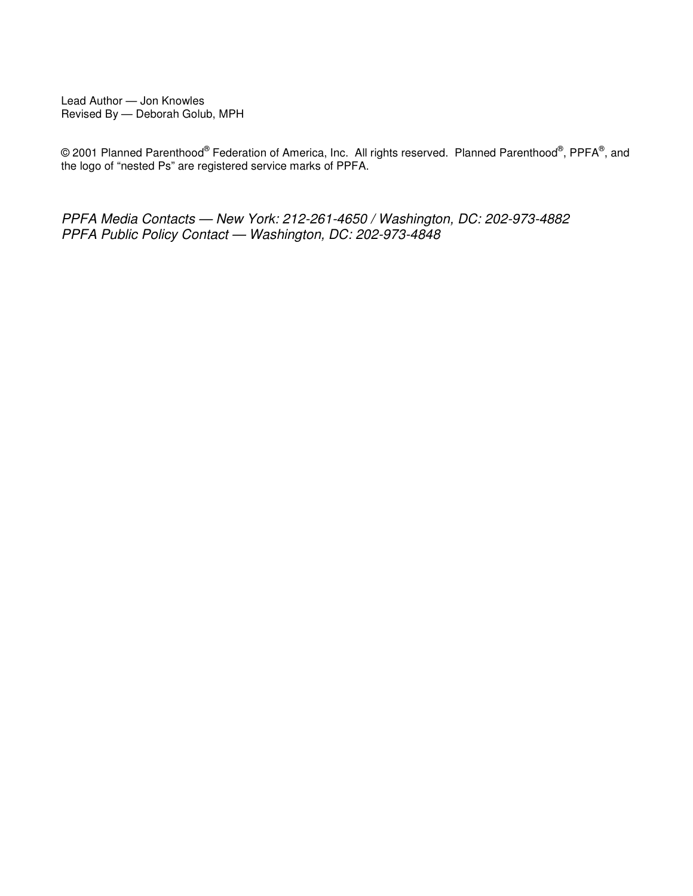Lead Author — Jon Knowles
Revised By — Deborah Golub, MPH

© 2001 Planned Parenthood® Federation of America, Inc. All rights reserved. Planned Parenthood®, PPFA®, and the logo of "nested Ps" are registered service marks of PPFA.

*PPFA Media Contacts — New York: 212-261-4650 / Washington, DC: 202-973-4882*
*PPFA Public Policy Contact — Washington, DC: 202-973-4848*